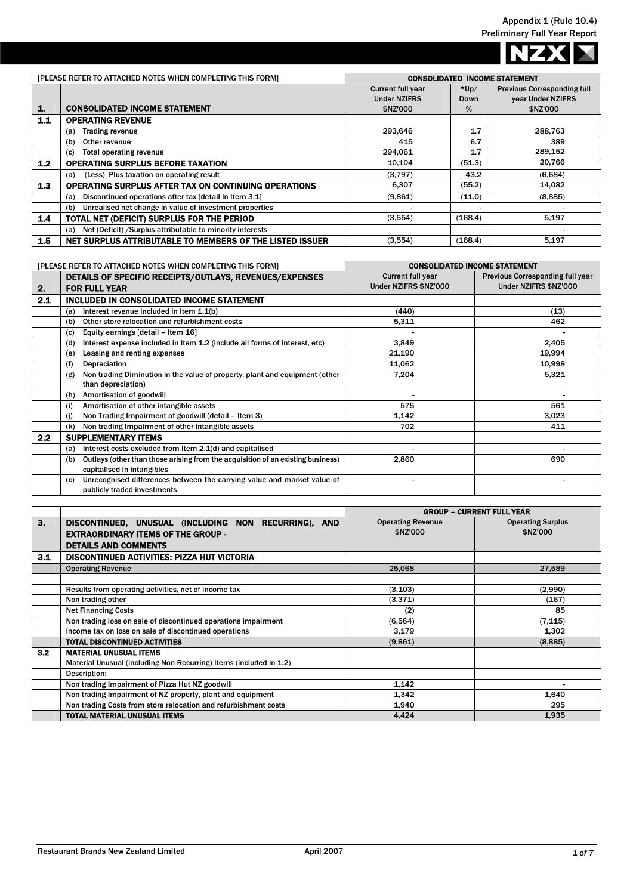Appendix 1 (Rule 10.4)
Preliminary Full Year Report

NZX

| [PLEASE REFER TO ATTACHED NOTES WHEN COMPLETING THIS FORM] | | CONSOLIDATED INCOME STATEMENT | | |
|---|---|---|---|---|
| **1.** | **CONSOLIDATED INCOME STATEMENT** | Current full year Under NZIFRS $NZ'000 | *Up/ Down % | Previous Corresponding full year Under NZIFRS $NZ'000 |
| **1.1** | **OPERATING REVENUE** | | | |
| | (a) Trading revenue | 293,646 | 1.7 | 288,763 |
| | (b) Other revenue | 415 | 6.7 | 389 |
| | (c) Total operating revenue | 294,061 | 1.7 | 289,152 |
| **1.2** | **OPERATING SURPLUS BEFORE TAXATION** | 10,104 | (51.3) | 20,766 |
| | (a) (Less) Plus taxation on operating result | (3,797) | 43.2 | (6,684) |
| **1.3** | **OPERATING SURPLUS AFTER TAX ON CONTINUING OPERATIONS** | 6,307 | (55.2) | 14,082 |
| | (a) Discontinued operations after tax [detail in Item 3.1] | (9,861) | (11.0) | (8,885) |
| | (b) Unrealised net change in value of investment properties | - | - | - |
| **1.4** | **TOTAL NET (DEFICIT) SURPLUS FOR THE PERIOD** | (3,554) | (168.4) | 5,197 |
| | (a) Net (Deficit) /Surplus attributable to minority interests | | | - |
| **1.5** | **NET SURPLUS ATTRIBUTABLE TO MEMBERS OF THE LISTED ISSUER** | (3,554) | (168.4) | 5,197 |

| [PLEASE REFER TO ATTACHED NOTES WHEN COMPLETING THIS FORM] | | CONSOLIDATED INCOME STATEMENT | |
|---|---|---|---|
| **2.** | **DETAILS OF SPECIFIC RECEIPTS/OUTLAYS, REVENUES/EXPENSES FOR FULL YEAR** | Current full year Under NZIFRS $NZ'000 | Previous Corresponding full year Under NZIFRS $NZ'000 |
| **2.1** | **INCLUDED IN CONSOLIDATED INCOME STATEMENT** | | |
| | (a) Interest revenue included in Item 1.1(b) | (440) | (13) |
| | (b) Other store relocation and refurbishment costs | 5,311 | 462 |
| | (c) Equity earnings [detail – Item 16] | - | - |
| | (d) Interest expense included in Item 1.2 (include all forms of interest, etc) | 3,849 | 2,405 |
| | (e) Leasing and renting expenses | 21,190 | 19,994 |
| | (f) Depreciation | 11,062 | 10,998 |
| | (g) Non trading Diminution in the value of property, plant and equipment (other than depreciation) | 7,204 | 5,321 |
| | (h) Amortisation of goodwill | - | - |
| | (i) Amortisation of other intangible assets | 575 | 561 |
| | (j) Non Trading Impairment of goodwill (detail – Item 3) | 1,142 | 3,023 |
| | (k) Non trading Impairment of other intangible assets | 702 | 411 |
| **2.2** | **SUPPLEMENTARY ITEMS** | | |
| | (a) Interest costs excluded from Item 2.1(d) and capitalised | - | - |
| | (b) Outlays (other than those arising from the acquisition of an existing business) capitalised in intangibles | 2,860 | 690 |
| | (c) Unrecognised differences between the carrying value and market value of publicly traded investments | - | - |

| | | GROUP – CURRENT FULL YEAR | |
|---|---|---|---|
| **3.** | **DISCONTINUED, UNUSUAL (INCLUDING NON RECURRING), AND EXTRAORDINARY ITEMS OF THE GROUP - DETAILS AND COMMENTS** | Operating Revenue $NZ'000 | Operating Surplus $NZ'000 |
| **3.1** | **DISCONTINUED ACTIVITIES: PIZZA HUT VICTORIA** | | |
| | Operating Revenue | 25,068 | 27,589 |
| | | | |
| | Results from operating activities, net of income tax | (3,103) | (2,990) |
| | Non trading other | (3,371) | (167) |
| | Net Financing Costs | (2) | 85 |
| | Non trading loss on sale of discontinued operations impairment | (6,564) | (7,115) |
| | Income tax on loss on sale of discontinued operations | 3,179 | 1,302 |
| | **TOTAL DISCONTINUED ACTIVITIES** | (9,861) | (8,885) |
| **3.2** | **MATERIAL UNUSUAL ITEMS** | | |
| | Material Unusual (including Non Recurring) Items (included in 1.2) | | |
| | Description: | | |
| | Non trading Impairment of Pizza Hut NZ goodwill | 1,142 | - |
| | Non trading Impairment of NZ property, plant and equipment | 1,342 | 1,640 |
| | Non trading Costs from store relocation and refurbishment costs | 1,940 | 295 |
| | **TOTAL MATERIAL UNUSUAL ITEMS** | 4,424 | 1,935 |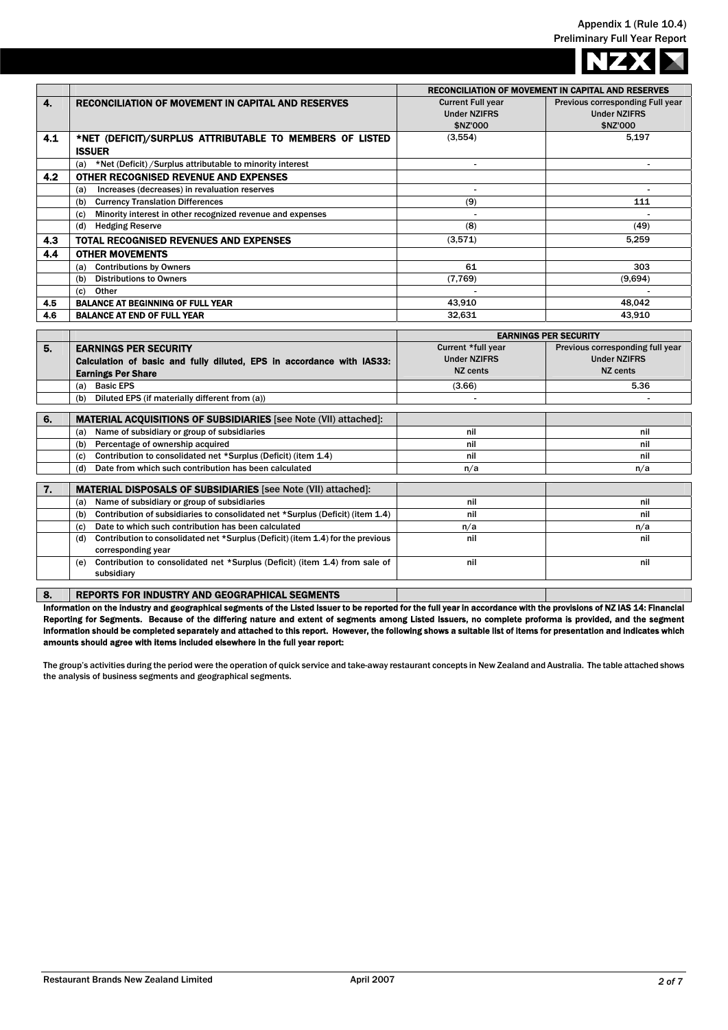Appendix 1 (Rule 10.4)
Preliminary Full Year Report

| | | RECONCILIATION OF MOVEMENT IN CAPITAL AND RESERVES | |
|---|---|---|---|
| **4.** | **RECONCILIATION OF MOVEMENT IN CAPITAL AND RESERVES** | Current Full year Under NZIFRS $NZ'000 | Previous corresponding Full year Under NZIFRS $NZ'000 |
| **4.1** | ***NET (DEFICIT)/SURPLUS ATTRIBUTABLE TO MEMBERS OF LISTED ISSUER** | (3,554) | 5,197 |
| | (a) *Net (Deficit) /Surplus attributable to minority interest | - | - |
| **4.2** | **OTHER RECOGNISED REVENUE AND EXPENSES** | | |
| | (a) Increases (decreases) in revaluation reserves | - | - |
| | (b) Currency Translation Differences | (9) | 111 |
| | (c) Minority interest in other recognized revenue and expenses | - | - |
| | (d) Hedging Reserve | (8) | (49) |
| **4.3** | **TOTAL RECOGNISED REVENUES AND EXPENSES** | (3,571) | 5,259 |
| **4.4** | **OTHER MOVEMENTS** | | |
| | (a) Contributions by Owners | 61 | 303 |
| | (b) Distributions to Owners | (7,769) | (9,694) |
| | (c) Other | - | - |
| **4.5** | **BALANCE AT BEGINNING OF FULL YEAR** | 43,910 | 48,042 |
| **4.6** | **BALANCE AT END OF FULL YEAR** | 32,631 | 43,910 |

| | | EARNINGS PER SECURITY | |
|---|---|---|---|
| **5.** | **EARNINGS PER SECURITY** **Calculation of basic and fully diluted, EPS in accordance with IAS33: Earnings Per Share** | Current *full year Under NZIFRS NZ cents | Previous corresponding full year Under NZIFRS NZ cents |
| | (a) Basic EPS | (3.66) | 5.36 |
| | (b) Diluted EPS (if materially different from (a)) | - | - |

| | | | |
|---|---|---|---|
| **6.** | **MATERIAL ACQUISITIONS OF SUBSIDIARIES** [see Note (VII) attached]: | | |
| | (a) Name of subsidiary or group of subsidiaries | nil | nil |
| | (b) Percentage of ownership acquired | nil | nil |
| | (c) Contribution to consolidated net *Surplus (Deficit) (item 1.4) | nil | nil |
| | (d) Date from which such contribution has been calculated | n/a | n/a |

| | | | |
|---|---|---|---|
| **7.** | **MATERIAL DISPOSALS OF SUBSIDIARIES** [see Note (VII) attached]: | | |
| | (a) Name of subsidiary or group of subsidiaries | nil | nil |
| | (b) Contribution of subsidiaries to consolidated net *Surplus (Deficit) (item 1.4) | nil | nil |
| | (c) Date to which such contribution has been calculated | n/a | n/a |
| | (d) Contribution to consolidated net *Surplus (Deficit) (item 1.4) for the previous corresponding year | nil | nil |
| | (e) Contribution to consolidated net *Surplus (Deficit) (item 1.4) from sale of subsidiary | nil | nil |

| | | | |
|---|---|---|---|
| **8.** | **REPORTS FOR INDUSTRY AND GEOGRAPHICAL SEGMENTS** | | |

**Information on the industry and geographical segments of the Listed Issuer to be reported for the full year in accordance with the provisions of NZ IAS 14: Financial Reporting for Segments. Because of the differing nature and extent of segments among Listed Issuers, no complete proforma is provided, and the segment information should be completed separately and attached to this report. However, the following shows a suitable list of items for presentation and indicates which amounts should agree with items included elsewhere in the full year report:**

The group's activities during the period were the operation of quick service and take-away restaurant concepts in New Zealand and Australia. The table attached shows the analysis of business segments and geographical segments.

Restaurant Brands New Zealand Limited April 2007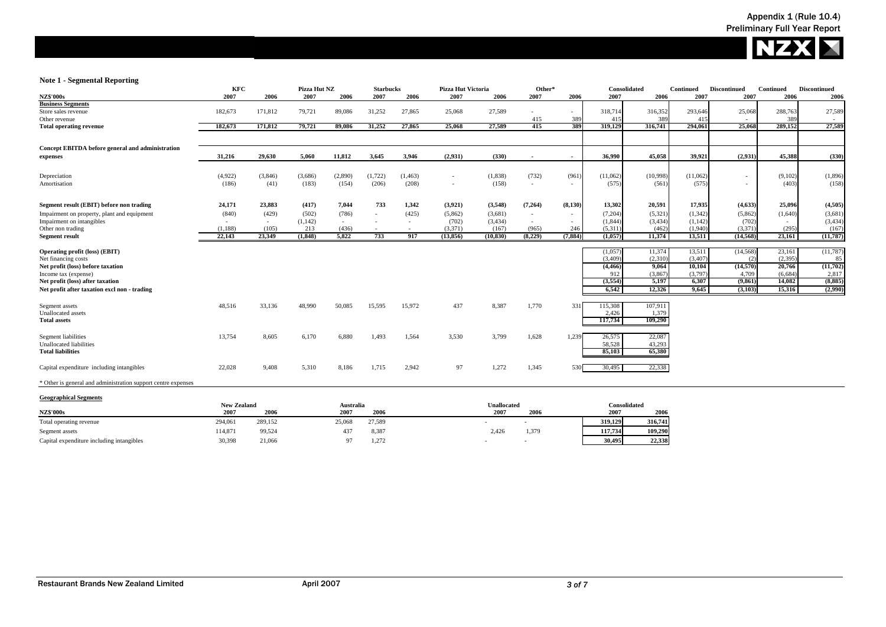Appendix 1 (Rule 10.4)
Preliminary Full Year Report

### Note 1 - Segmental Reporting

| NZ$'000s | KFC 2007 | KFC 2006 | Pizza Hut NZ 2007 | Pizza Hut NZ 2006 | Starbucks 2007 | Starbucks 2006 | Pizza Hut Victoria 2007 | Pizza Hut Victoria 2006 | Other* 2007 | Other* 2006 | Consolidated 2007 | Consolidated 2006 | Continued 2007 | Discontinued 2007 | Continued 2006 | Discontinued 2006 |
|---|---|---|---|---|---|---|---|---|---|---|---|---|---|---|---|---|
| **Business Segments** | | | | | | | | | | | | | | | | |
| Store sales revenue | 182,673 | 171,812 | 79,721 | 89,086 | 31,252 | 27,865 | 25,068 | 27,589 | - | - | 318,714 | 316,352 | 293,646 | 25,068 | 288,763 | 27,589 |
| Other revenue | | | | | | | | | 415 | 389 | 415 | 389 | 415 | - | 389 | - |
| **Total operating revenue** | **182,673** | **171,812** | **79,721** | **89,086** | **31,252** | **27,865** | **25,068** | **27,589** | **415** | **389** | **319,129** | **316,741** | **294,061** | **25,068** | **289,152** | **27,589** |
| **Concept EBITDA before general and administration expenses** | **31,216** | **29,630** | **5,060** | **11,812** | **3,645** | **3,946** | **(2,931)** | **(330)** | **-** | **-** | **36,990** | **45,058** | **39,921** | **(2,931)** | **45,388** | **(330)** |
| Depreciation | (4,922) | (3,846) | (3,686) | (2,890) | (1,722) | (1,463) | - | (1,838) | (732) | (961) | (11,062) | (10,998) | (11,062) | - | (9,102) | (1,896) |
| Amortisation | (186) | (41) | (183) | (154) | (206) | (208) | - | (158) | - | - | (575) | (561) | (575) | - | (403) | (158) |
| **Segment result (EBIT) before non trading** | **24,171** | **23,883** | **(417)** | **7,044** | **733** | **1,342** | **(3,921)** | **(3,548)** | **(7,264)** | **(8,130)** | **13,302** | **20,591** | **17,935** | **(4,633)** | **25,096** | **(4,505)** |
| Impairment on property, plant and equipment | (840) | (429) | (502) | (786) | - | (425) | (5,862) | (3,681) | - | - | (7,204) | (5,321) | (1,342) | (5,862) | (1,640) | (3,681) |
| Impairment on intangibles | - | - | (1,142) | - | - | - | (702) | (3,434) | - | - | (1,844) | (3,434) | (1,142) | (702) | - | (3,434) |
| Other non trading | (1,188) | (105) | 213 | (436) | - | - | (3,371) | (167) | (965) | 246 | (5,311) | (462) | (1,940) | (3,371) | (295) | (167) |
| **Segment result** | **22,143** | **23,349** | **(1,848)** | **5,822** | **733** | **917** | **(13,856)** | **(10,830)** | **(8,229)** | **(7,884)** | **(1,057)** | **11,374** | **13,511** | **(14,568)** | **23,161** | **(11,787)** |
| **Operating profit (loss) (EBIT)** | | | | | | | | | | | (1,057) | 11,374 | 13,511 | (14,568) | 23,161 | (11,787) |
| Net financing costs | | | | | | | | | | | (3,409) | (2,310) | (3,407) | (2) | (2,395) | 85 |
| **Net profit (loss) before taxation** | | | | | | | | | | | **(4,466)** | **9,064** | **10,104** | **(14,570)** | **20,766** | **(11,702)** |
| Income tax (expense) | | | | | | | | | | | 912 | (3,867) | (3,797) | 4,709 | (6,684) | 2,817 |
| **Net profit (loss) after taxation** | | | | | | | | | | | **(3,554)** | **5,197** | **6,307** | **(9,861)** | **14,082** | **(8,885)** |
| **Net profit after taxation excl non - trading** | | | | | | | | | | | **6,542** | **12,326** | **9,645** | **(3,103)** | **15,316** | **(2,990)** |
| Segment assets | 48,516 | 33,136 | 48,990 | 50,085 | 15,595 | 15,972 | 437 | 8,387 | 1,770 | 331 | 115,308 | 107,911 | | | | |
| Unallocated assets | | | | | | | | | | | 2,426 | 1,379 | | | | |
| **Total assets** | | | | | | | | | | | **117,734** | **109,290** | | | | |
| Segment liabilities | 13,754 | 8,605 | 6,170 | 6,880 | 1,493 | 1,564 | 3,530 | 3,799 | 1,628 | 1,239 | 26,575 | 22,087 | | | | |
| Unallocated liabilities | | | | | | | | | | | 58,528 | 43,293 | | | | |
| **Total liabilities** | | | | | | | | | | | **85,103** | **65,380** | | | | |
| Capital expenditure including intangibles | 22,028 | 9,408 | 5,310 | 8,186 | 1,715 | 2,942 | 97 | 1,272 | 1,345 | 530 | 30,495 | 22,338 | | | | |

\* Other is general and administration support centre expenses

**Geographical Segments**

| NZ$'000s | New Zealand 2007 | New Zealand 2006 | Australia 2007 | Australia 2006 | Unallocated 2007 | Unallocated 2006 | Consolidated 2007 | Consolidated 2006 |
|---|---|---|---|---|---|---|---|---|
| Total operating revenue | 294,061 | 289,152 | 25,068 | 27,589 | - | - | **319,129** | **316,741** |
| Segment assets | 114,871 | 99,524 | 437 | 8,387 | 2,426 | 1,379 | **117,734** | **109,290** |
| Capital expenditure including intangibles | 30,398 | 21,066 | 97 | 1,272 | - | - | **30,495** | **22,338** |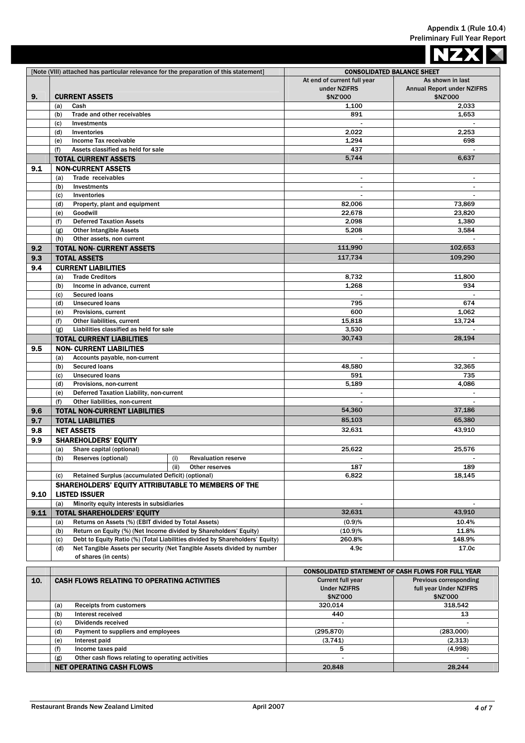Appendix 1 (Rule 10.4)
Preliminary Full Year Report

| | [Note (VIII) attached has particular relevance for the preparation of this statement] | CONSOLIDATED BALANCE SHEET | |
|---|---|---|---|
| **9.** | **CURRENT ASSETS** | At end of current full year under NZIFRS $NZ'000 | As shown in last Annual Report under NZIFRS $NZ'000 |
| | (a) Cash | 1,100 | 2,033 |
| | (b) Trade and other receivables | 891 | 1,653 |
| | (c) Investments | - | - |
| | (d) Inventories | 2,022 | 2,253 |
| | (e) Income Tax receivable | 1,294 | 698 |
| | (f) Assets classified as held for sale | 437 | - |
| | **TOTAL CURRENT ASSETS** | 5,744 | 6,637 |
| **9.1** | **NON-CURRENT ASSETS** | | |
| | (a) Trade receivables | - | - |
| | (b) Investments | - | - |
| | (c) Inventories | - | - |
| | (d) Property, plant and equipment | 82,006 | 73,869 |
| | (e) Goodwill | 22,678 | 23,820 |
| | (f) Deferred Taxation Assets | 2,098 | 1,380 |
| | (g) Other Intangible Assets | 5,208 | 3,584 |
| | (h) Other assets, non current | - | - |
| **9.2** | **TOTAL NON- CURRENT ASSETS** | 111,990 | 102,653 |
| **9.3** | **TOTAL ASSETS** | 117,734 | 109,290 |
| **9.4** | **CURRENT LIABILITIES** | | |
| | (a) Trade Creditors | 8,732 | 11,800 |
| | (b) Income in advance, current | 1,268 | 934 |
| | (c) Secured loans | - | - |
| | (d) Unsecured loans | 795 | 674 |
| | (e) Provisions, current | 600 | 1,062 |
| | (f) Other liabilities, current | 15,818 | 13,724 |
| | (g) Liabilities classified as held for sale | 3,530 | - |
| | **TOTAL CURRENT LIABILITIES** | 30,743 | 28,194 |
| **9.5** | **NON- CURRENT LIABILITIES** | | |
| | (a) Accounts payable, non-current | - | - |
| | (b) Secured loans | 48,580 | 32,365 |
| | (c) Unsecured loans | 591 | 735 |
| | (d) Provisions, non-current | 5,189 | 4,086 |
| | (e) Deferred Taxation Liability, non-current | - | - |
| | (f) Other liabilities, non-current | - | - |
| **9.6** | **TOTAL NON-CURRENT LIABILITIES** | 54,360 | 37,186 |
| **9.7** | **TOTAL LIABILITIES** | 85,103 | 65,380 |
| **9.8** | **NET ASSETS** | 32,631 | 43,910 |
| **9.9** | **SHAREHOLDERS' EQUITY** | | |
| | (a) Share capital (optional) | 25,622 | 25,576 |
| | (b) Reserves (optional) (i) Revaluation reserve | - | - |
| | (ii) Other reserves | 187 | 189 |
| | (c) Retained Surplus (accumulated Deficit) (optional) | 6,822 | 18,145 |
| **9.10** | **SHAREHOLDERS' EQUITY ATTRIBUTABLE TO MEMBERS OF THE LISTED ISSUER** | | |
| | (a) Minority equity interests in subsidiaries | - | - |
| **9.11** | **TOTAL SHAREHOLDERS' EQUITY** | 32,631 | 43,910 |
| | (a) Returns on Assets (%) (EBIT divided by Total Assets) | (0.9)% | 10.4% |
| | (b) Return on Equity (%) (Net Income divided by Shareholders' Equity) | (10.9)% | 11.8% |
| | (c) Debt to Equity Ratio (%) (Total Liabilities divided by Shareholders' Equity) | 260.8% | 148.9% |
| | (d) Net Tangible Assets per security (Net Tangible Assets divided by number of shares (in cents) | 4.9c | 17.0c |

| | | CONSOLIDATED STATEMENT OF CASH FLOWS FOR FULL YEAR | |
|---|---|---|---|
| **10.** | **CASH FLOWS RELATING TO OPERATING ACTIVITIES** | Current full year Under NZIFRS $NZ'000 | Previous corresponding full year Under NZIFRS $NZ'000 |
| | (a) Receipts from customers | 320,014 | 318,542 |
| | (b) Interest received | 440 | 13 |
| | (c) Dividends received | - | - |
| | (d) Payment to suppliers and employees | (295,870) | (283,000) |
| | (e) Interest paid | (3,741) | (2,313) |
| | (f) Income taxes paid | 5 | (4,998) |
| | (g) Other cash flows relating to operating activities | - | - |
| | **NET OPERATING CASH FLOWS** | 20,848 | 28,244 |

Restaurant Brands New Zealand Limited — April 2007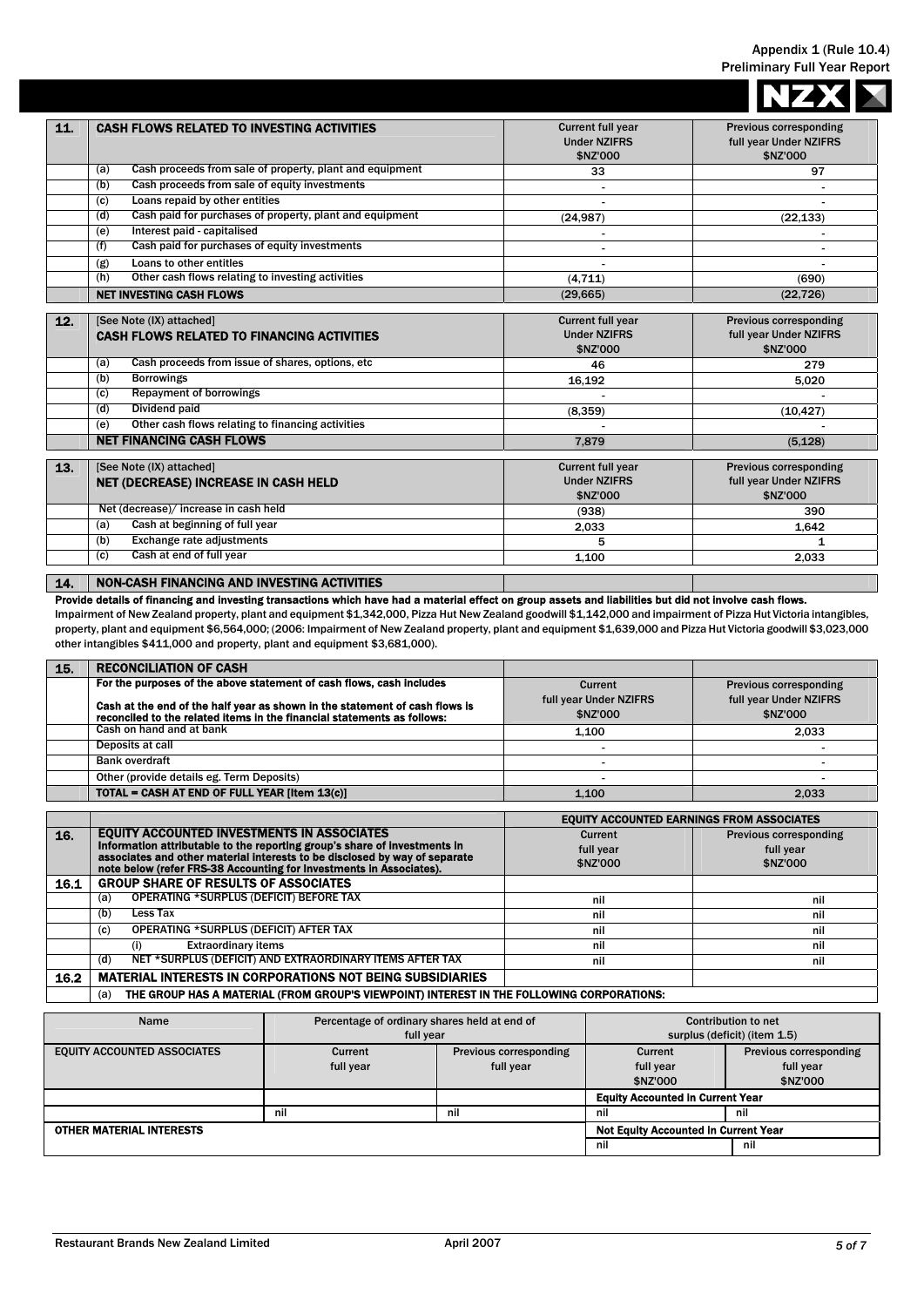| 11. | CASH FLOWS RELATED TO INVESTING ACTIVITIES | Current full year Under NZIFRS $NZ'000 | Previous corresponding full year Under NZIFRS $NZ'000 |
|---|---|---|---|
| | (a) Cash proceeds from sale of property, plant and equipment | 33 | 97 |
| | (b) Cash proceeds from sale of equity investments | - | - |
| | (c) Loans repaid by other entities | - | - |
| | (d) Cash paid for purchases of property, plant and equipment | (24,987) | (22,133) |
| | (e) Interest paid - capitalised | - | - |
| | (f) Cash paid for purchases of equity investments | - | - |
| | (g) Loans to other entities | - | - |
| | (h) Other cash flows relating to investing activities | (4,711) | (690) |
| | **NET INVESTING CASH FLOWS** | (29,665) | (22,726) |

| 12. | [See Note (IX) attached] CASH FLOWS RELATED TO FINANCING ACTIVITIES | Current full year Under NZIFRS $NZ'000 | Previous corresponding full year Under NZIFRS $NZ'000 |
|---|---|---|---|
| | (a) Cash proceeds from issue of shares, options, etc | 46 | 279 |
| | (b) Borrowings | 16,192 | 5,020 |
| | (c) Repayment of borrowings | - | - |
| | (d) Dividend paid | (8,359) | (10,427) |
| | (e) Other cash flows relating to financing activities | - | - |
| | **NET FINANCING CASH FLOWS** | 7,879 | (5,128) |

| 13. | [See Note (IX) attached] NET (DECREASE) INCREASE IN CASH HELD | Current full year Under NZIFRS $NZ'000 | Previous corresponding full year Under NZIFRS $NZ'000 |
|---|---|---|---|
| | Net (decrease)/ increase in cash held | (938) | 390 |
| | (a) Cash at beginning of full year | 2,033 | 1,642 |
| | (b) Exchange rate adjustments | 5 | 1 |
| | (c) Cash at end of full year | 1,100 | 2,033 |

## 14. NON-CASH FINANCING AND INVESTING ACTIVITIES

**Provide details of financing and investing transactions which have had a material effect on group assets and liabilities but did not involve cash flows.**

Impairment of New Zealand property, plant and equipment $1,342,000, Pizza Hut New Zealand goodwill $1,142,000 and impairment of Pizza Hut Victoria intangibles, property, plant and equipment $6,564,000; (2006: Impairment of New Zealand property, plant and equipment $1,639,000 and Pizza Hut Victoria goodwill $3,023,000 other intangibles $411,000 and property, plant and equipment $3,681,000).

| 15. | RECONCILIATION OF CASH<br>For the purposes of the above statement of cash flows, cash includes<br>Cash at the end of the half year as shown in the statement of cash flows is reconciled to the related items in the financial statements as follows: | Current full year Under NZIFRS $NZ'000 | Previous corresponding full year Under NZIFRS $NZ'000 |
|---|---|---|---|
| | Cash on hand and at bank | 1,100 | 2,033 |
| | Deposits at call | - | - |
| | Bank overdraft | - | - |
| | Other (provide details eg. Term Deposits) | - | - |
| | **TOTAL = CASH AT END OF FULL YEAR [Item 13(c)]** | 1,100 | 2,033 |

| | | EQUITY ACCOUNTED EARNINGS FROM ASSOCIATES | |
|---|---|---|---|
| 16. | **EQUITY ACCOUNTED INVESTMENTS IN ASSOCIATES**<br>Information attributable to the reporting group's share of investments in associates and other material interests to be disclosed by way of separate note below (refer FRS-38 Accounting for Investments in Associates). | Current full year $NZ'000 | Previous corresponding full year $NZ'000 |
| 16.1 | **GROUP SHARE OF RESULTS OF ASSOCIATES** | | |
| | (a) OPERATING *SURPLUS (DEFICIT) BEFORE TAX | nil | nil |
| | (b) Less Tax | nil | nil |
| | (c) OPERATING *SURPLUS (DEFICIT) AFTER TAX | nil | nil |
| | (i) Extraordinary items | nil | nil |
| | (d) NET *SURPLUS (DEFICIT) AND EXTRAORDINARY ITEMS AFTER TAX | nil | nil |
| 16.2 | **MATERIAL INTERESTS IN CORPORATIONS NOT BEING SUBSIDIARIES** | | |
| | (a) THE GROUP HAS A MATERIAL (FROM GROUP'S VIEWPOINT) INTEREST IN THE FOLLOWING CORPORATIONS: | | |

| Name | Percentage of ordinary shares held at end of full year | | Contribution to net surplus (deficit) (item 1.5) | |
|---|---|---|---|---|
| EQUITY ACCOUNTED ASSOCIATES | Current full year | Previous corresponding full year | Current full year $NZ'000 | Previous corresponding full year $NZ'000 |
| | | | Equity Accounted in Current Year | |
| | nil | nil | nil | nil |
| OTHER MATERIAL INTERESTS | | | Not Equity Accounted in Current Year | |
| | | | nil | nil |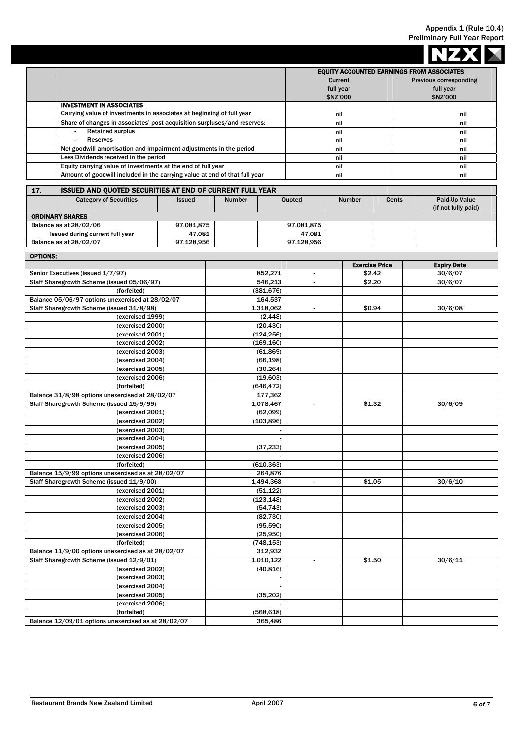| | | EQUITY ACCOUNTED EARNINGS FROM ASSOCIATES | |
|---|---|---|---|
| | | Current full year $NZ'000 | Previous corresponding full year $NZ'000 |
| | **INVESTMENT IN ASSOCIATES** | | |
| | Carrying value of investments in associates at beginning of full year | nil | nil |
| | Share of changes in associates' post acquisition surpluses/and reserves: | nil | nil |
| | - Retained surplus | nil | nil |
| | - Reserves | nil | nil |
| | Net goodwill amortisation and impairment adjustments in the period | nil | nil |
| | Less Dividends received in the period | nil | nil |
| | Equity carrying value of investments at the end of full year | nil | nil |
| | Amount of goodwill included in the carrying value at end of that full year | nil | nil |

## 17. ISSUED AND QUOTED SECURITIES AT END OF CURRENT FULL YEAR

| Category of Securities | Issued | Number | Quoted | Number | Cents | Paid-Up Value (if not fully paid) |
|---|---|---|---|---|---|---|
| **ORDINARY SHARES** | | | | | | |
| Balance as at 28/02/06 | 97,081,875 | | 97,081,875 | | | |
| Issued during current full year | 47,081 | | 47,081 | | | |
| Balance as at 28/02/07 | 97,128,956 | | 97,128,956 | | | |

| **OPTIONS:** | | | Exercise Price | Expiry Date |
|---|---|---|---|---|
| Senior Executives (issued 1/7/97) | 852,271 | - | $2.42 | 30/6/07 |
| Staff Sharegrowth Scheme (issued 05/06/97) | 546,213 | - | $2.20 | 30/6/07 |
| (forfeited) | (381,676) | | | |
| Balance 05/06/97 options unexercised at 28/02/07 | 164,537 | | | |
| Staff Sharegrowth Scheme (issued 31/8/98) | 1,318,062 | - | $0.94 | 30/6/08 |
| (exercised 1999) | (2,448) | | | |
| (exercised 2000) | (20,430) | | | |
| (exercised 2001) | (124,256) | | | |
| (exercised 2002) | (169,160) | | | |
| (exercised 2003) | (61,869) | | | |
| (exercised 2004) | (66,198) | | | |
| (exercised 2005) | (30,264) | | | |
| (exercised 2006) | (19,603) | | | |
| (forfeited) | (646,472) | | | |
| Balance 31/8/98 options unexercised at 28/02/07 | 177,362 | | | |
| Staff Sharegrowth Scheme (issued 15/9/99) | 1,078,467 | - | $1.32 | 30/6/09 |
| (exercised 2001) | (62,099) | | | |
| (exercised 2002) | (103,896) | | | |
| (exercised 2003) | - | | | |
| (exercised 2004) | - | | | |
| (exercised 2005) | (37,233) | | | |
| (exercised 2006) | - | | | |
| (forfeited) | (610,363) | | | |
| Balance 15/9/99 options unexercised as at 28/02/07 | 264,876 | | | |
| Staff Sharegrowth Scheme (issued 11/9/00) | 1,494,368 | - | $1.05 | 30/6/10 |
| (exercised 2001) | (51,122) | | | |
| (exercised 2002) | (123,148) | | | |
| (exercised 2003) | (54,743) | | | |
| (exercised 2004) | (82,730) | | | |
| (exercised 2005) | (95,590) | | | |
| (exercised 2006) | (25,950) | | | |
| (forfeited) | (748,153) | | | |
| Balance 11/9/00 options unexercised as at 28/02/07 | 312,932 | | | |
| Staff Sharegrowth Scheme (issued 12/9/01) | 1,010,122 | - | $1.50 | 30/6/11 |
| (exercised 2002) | (40,816) | | | |
| (exercised 2003) | - | | | |
| (exercised 2004) | - | | | |
| (exercised 2005) | (35,202) | | | |
| (exercised 2006) | - | | | |
| (forfeited) | (568,618) | | | |
| Balance 12/09/01 options unexercised as at 28/02/07 | 365,486 | | | |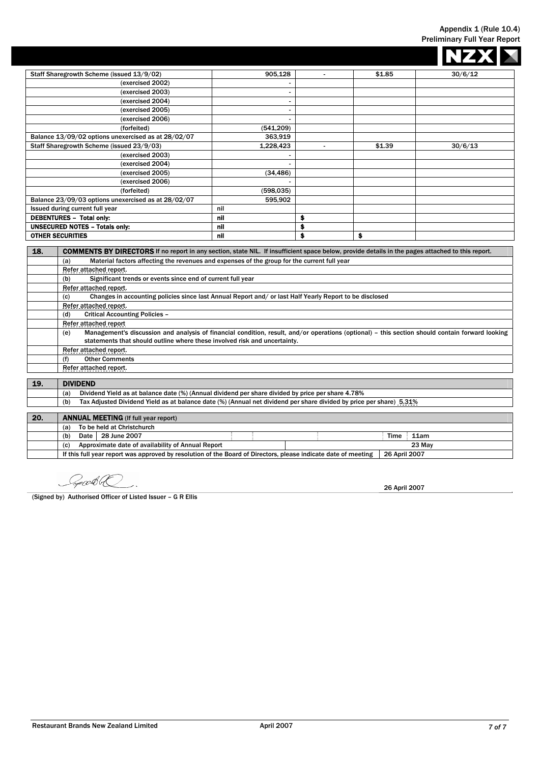| | | | | |
|---|---|---|---|---|
| Staff Sharegrowth Scheme (issued 13/9/02) | 905,128 | - | $1.85 | 30/6/12 |
| (exercised 2002) | - | | | |
| (exercised 2003) | - | | | |
| (exercised 2004) | - | | | |
| (exercised 2005) | - | | | |
| (exercised 2006) | - | | | |
| (forfeited) | (541,209) | | | |
| Balance 13/09/02 options unexercised as at 28/02/07 | 363,919 | | | |
| Staff Sharegrowth Scheme (issued 23/9/03) | 1,228,423 | - | $1.39 | 30/6/13 |
| (exercised 2003) | - | | | |
| (exercised 2004) | - | | | |
| (exercised 2005) | (34,486) | | | |
| (exercised 2006) | - | | | |
| (forfeited) | (598,035) | | | |
| Balance 23/09/03 options unexercised as at 28/02/07 | 595,902 | | | |
| Issued during current full year | nil | | | |
| **DEBENTURES – Total only:** | nil | $ | | |
| **UNSECURED NOTES – Totals only:** | nil | $ | | |
| **OTHER SECURITIES** | nil | $ | $ | |

| | |
|---|---|
| **18.** | **COMMENTS BY DIRECTORS** If no report in any section, state NIL. If insufficient space below, provide details in the pages attached to this report. |
| | (a) Material factors affecting the revenues and expenses of the group for the current full year |
| | Refer attached report. |
| | (b) Significant trends or events since end of current full year |
| | Refer attached report. |
| | (c) Changes in accounting policies since last Annual Report and/ or last Half Yearly Report to be disclosed |
| | Refer attached report. |
| | (d) Critical Accounting Policies – |
| | Refer attached report |
| | (e) Management's discussion and analysis of financial condition, result, and/or operations (optional) – this section should contain forward looking statements that should outline where these involved risk and uncertainty. |
| | Refer attached report. |
| | (f) Other Comments |
| | Refer attached report. |

| | |
|---|---|
| **19.** | **DIVIDEND** |
| | (a) Dividend Yield as at balance date (%) (Annual dividend per share divided by price per share 4.78% |
| | (b) Tax Adjusted Dividend Yield as at balance date (%) (Annual net dividend per share divided by price per share) 5.31% |

| | | |
|---|---|---|
| **20.** | **ANNUAL MEETING** (If full year report) | |
| | (a) To be held at Christchurch | |
| | (b) Date 28 June 2007 | Time 11am |
| | (c) Approximate date of availability of Annual Report | 23 May |
| | If this full year report was approved by resolution of the Board of Directors, please indicate date of meeting | 26 April 2007 |

26 April 2007

(Signed by) Authorised Officer of Listed Issuer – G R Ellis